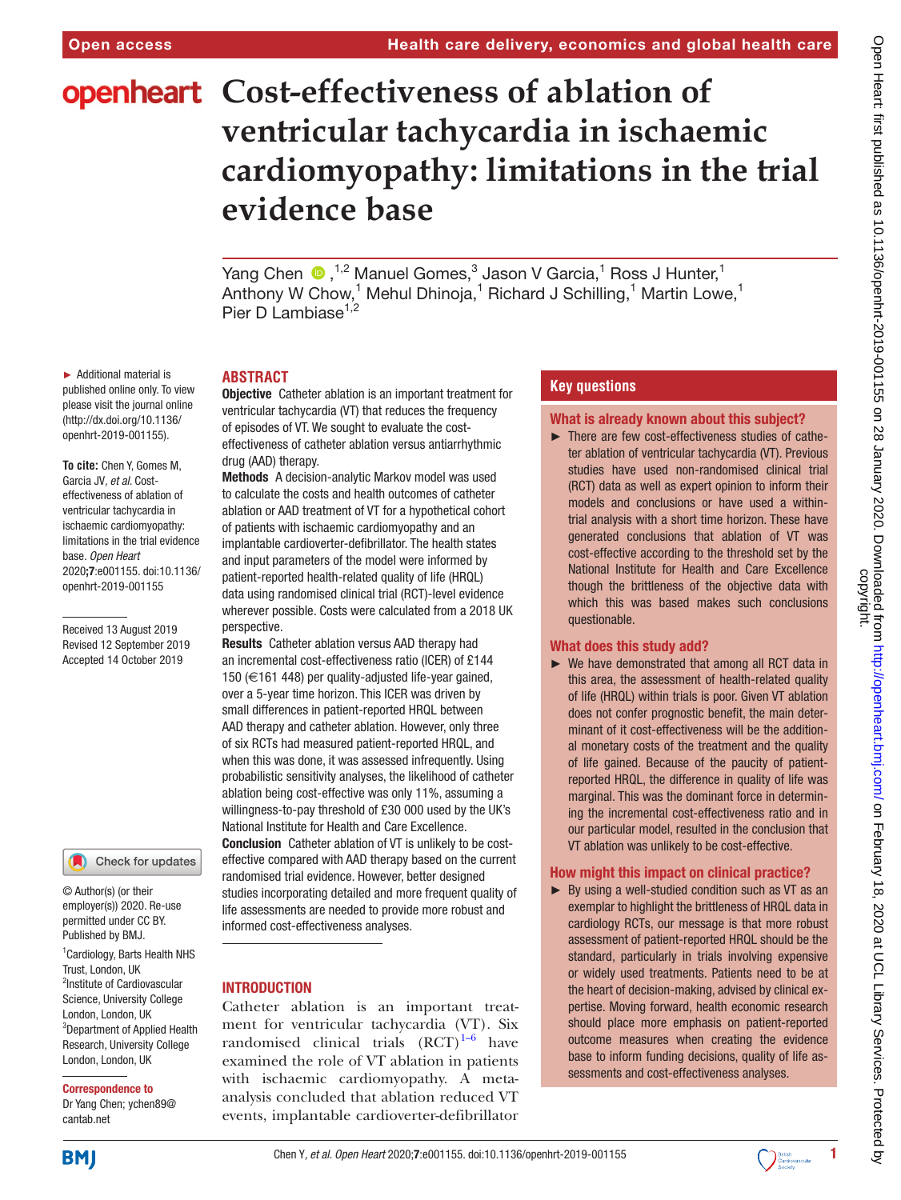Open access

Health care delivery, economics and global health care

# Cost-effectiveness of ablation of ventricular tachycardia in ischaemic cardiomyopathy: limitations in the trial evidence base

Yang Chen,[1,2] Manuel Gomes,[3] Jason V Garcia,[1] Ross J Hunter,[1] Anthony W Chow,[1] Mehul Dhinoja,[1] Richard J Schilling,[1] Martin Lowe,[1] Pier D Lambiase[1,2]

► Additional material is published online only. To view please visit the journal online (http://dx.doi.org/10.1136/openhrt-2019-001155).

**To cite:** Chen Y, Gomes M, Garcia JV, *et al*. Cost-effectiveness of ablation of ventricular tachycardia in ischaemic cardiomyopathy: limitations in the trial evidence base. *Open Heart* 2020;**7**:e001155. doi:10.1136/openhrt-2019-001155

Received 13 August 2019
Revised 12 September 2019
Accepted 14 October 2019

© Author(s) (or their employer(s)) 2020. Re-use permitted under CC BY. Published by BMJ.

[1]Cardiology, Barts Health NHS Trust, London, UK
[2]Institute of Cardiovascular Science, University College London, London, UK
[3]Department of Applied Health Research, University College London, London, UK

**Correspondence to**
Dr Yang Chen; ychen89@cantab.net

## ABSTRACT

**Objective** Catheter ablation is an important treatment for ventricular tachycardia (VT) that reduces the frequency of episodes of VT. We sought to evaluate the cost-effectiveness of catheter ablation versus antiarrhythmic drug (AAD) therapy.

**Methods** A decision-analytic Markov model was used to calculate the costs and health outcomes of catheter ablation or AAD treatment of VT for a hypothetical cohort of patients with ischaemic cardiomyopathy and an implantable cardioverter-defibrillator. The health states and input parameters of the model were informed by patient-reported health-related quality of life (HRQL) data using randomised clinical trial (RCT)-level evidence wherever possible. Costs were calculated from a 2018 UK perspective.

**Results** Catheter ablation versus AAD therapy had an incremental cost-effectiveness ratio (ICER) of £144 150 (€161 448) per quality-adjusted life-year gained, over a 5-year time horizon. This ICER was driven by small differences in patient-reported HRQL between AAD therapy and catheter ablation. However, only three of six RCTs had measured patient-reported HRQL, and when this was done, it was assessed infrequently. Using probabilistic sensitivity analyses, the likelihood of catheter ablation being cost-effective was only 11%, assuming a willingness-to-pay threshold of £30 000 used by the UK's National Institute for Health and Care Excellence.

**Conclusion** Catheter ablation of VT is unlikely to be cost-effective compared with AAD therapy based on the current randomised trial evidence. However, better designed studies incorporating detailed and more frequent quality of life assessments are needed to provide more robust and informed cost-effectiveness analyses.

## Key questions

### What is already known about this subject?

► There are few cost-effectiveness studies of catheter ablation of ventricular tachycardia (VT). Previous studies have used non-randomised clinical trial (RCT) data as well as expert opinion to inform their models and conclusions or have used a within-trial analysis with a short time horizon. These have generated conclusions that ablation of VT was cost-effective according to the threshold set by the National Institute for Health and Care Excellence though the brittleness of the objective data with which this was based makes such conclusions questionable.

### What does this study add?

► We have demonstrated that among all RCT data in this area, the assessment of health-related quality of life (HRQL) within trials is poor. Given VT ablation does not confer prognostic benefit, the main determinant of it cost-effectiveness will be the additional monetary costs of the treatment and the quality of life gained. Because of the paucity of patient-reported HRQL, the difference in quality of life was marginal. This was the dominant force in determining the incremental cost-effectiveness ratio and in our particular model, resulted in the conclusion that VT ablation was unlikely to be cost-effective.

### How might this impact on clinical practice?

► By using a well-studied condition such as VT as an exemplar to highlight the brittleness of HRQL data in cardiology RCTs, our message is that more robust assessment of patient-reported HRQL should be the standard, particularly in trials involving expensive or widely used treatments. Patients need to be at the heart of decision-making, advised by clinical expertise. Moving forward, health economic research should place more emphasis on patient-reported outcome measures when creating the evidence base to inform funding decisions, quality of life assessments and cost-effectiveness analyses.

## INTRODUCTION

Catheter ablation is an important treatment for ventricular tachycardia (VT). Six randomised clinical trials (RCT)[1–6] have examined the role of VT ablation in patients with ischaemic cardiomyopathy. A meta-analysis concluded that ablation reduced VT events, implantable cardioverter-defibrillator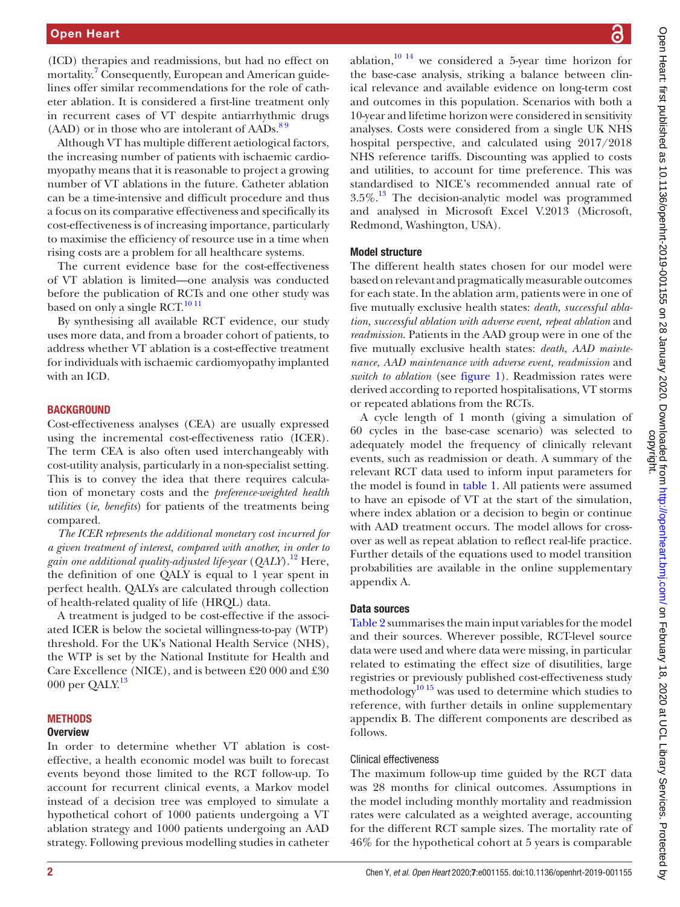(ICD) therapies and readmissions, but had no effect on mortality.[7] Consequently, European and American guidelines offer similar recommendations for the role of catheter ablation. It is considered a first-line treatment only in recurrent cases of VT despite antiarrhythmic drugs (AAD) or in those who are intolerant of AADs.[8 9]

Although VT has multiple different aetiological factors, the increasing number of patients with ischaemic cardiomyopathy means that it is reasonable to project a growing number of VT ablations in the future. Catheter ablation can be a time-intensive and difficult procedure and thus a focus on its comparative effectiveness and specifically its cost-effectiveness is of increasing importance, particularly to maximise the efficiency of resource use in a time when rising costs are a problem for all healthcare systems.

The current evidence base for the cost-effectiveness of VT ablation is limited—one analysis was conducted before the publication of RCTs and one other study was based on only a single RCT.[10 11]

By synthesising all available RCT evidence, our study uses more data, and from a broader cohort of patients, to address whether VT ablation is a cost-effective treatment for individuals with ischaemic cardiomyopathy implanted with an ICD.

## BACKGROUND

Cost-effectiveness analyses (CEA) are usually expressed using the incremental cost-effectiveness ratio (ICER). The term CEA is also often used interchangeably with cost-utility analysis, particularly in a non-specialist setting. This is to convey the idea that there requires calculation of monetary costs and the *preference-weighted health utilities* (*ie, benefits*) for patients of the treatments being compared.

*The ICER represents the additional monetary cost incurred for a given treatment of interest, compared with another, in order to gain one additional quality-adjusted life-year* (*QALY*).[12] Here, the definition of one QALY is equal to 1 year spent in perfect health. QALYs are calculated through collection of health-related quality of life (HRQL) data.

A treatment is judged to be cost-effective if the associated ICER is below the societal willingness-to-pay (WTP) threshold. For the UK's National Health Service (NHS), the WTP is set by the National Institute for Health and Care Excellence (NICE), and is between £20 000 and £30 000 per QALY.[13]

## METHODS

### Overview

In order to determine whether VT ablation is cost-effective, a health economic model was built to forecast events beyond those limited to the RCT follow-up. To account for recurrent clinical events, a Markov model instead of a decision tree was employed to simulate a hypothetical cohort of 1000 patients undergoing a VT ablation strategy and 1000 patients undergoing an AAD strategy. Following previous modelling studies in catheter ablation,[10 14] we considered a 5-year time horizon for the base-case analysis, striking a balance between clinical relevance and available evidence on long-term cost and outcomes in this population. Scenarios with both a 10-year and lifetime horizon were considered in sensitivity analyses. Costs were considered from a single UK NHS hospital perspective, and calculated using 2017/2018 NHS reference tariffs. Discounting was applied to costs and utilities, to account for time preference. This was standardised to NICE's recommended annual rate of 3.5%.[13] The decision-analytic model was programmed and analysed in Microsoft Excel V.2013 (Microsoft, Redmond, Washington, USA).

### Model structure

The different health states chosen for our model were based on relevant and pragmatically measurable outcomes for each state. In the ablation arm, patients were in one of five mutually exclusive health states: *death, successful ablation, successful ablation with adverse event, repeat ablation* and *readmission*. Patients in the AAD group were in one of the five mutually exclusive health states: *death, AAD maintenance, AAD maintenance with adverse event, readmission* and *switch to ablation* (see figure 1). Readmission rates were derived according to reported hospitalisations, VT storms or repeated ablations from the RCTs.

A cycle length of 1 month (giving a simulation of 60 cycles in the base-case scenario) was selected to adequately model the frequency of clinically relevant events, such as readmission or death. A summary of the relevant RCT data used to inform input parameters for the model is found in table 1. All patients were assumed to have an episode of VT at the start of the simulation, where index ablation or a decision to begin or continue with AAD treatment occurs. The model allows for crossover as well as repeat ablation to reflect real-life practice. Further details of the equations used to model transition probabilities are available in the online supplementary appendix A.

### Data sources

Table 2 summarises the main input variables for the model and their sources. Wherever possible, RCT-level source data were used and where data were missing, in particular related to estimating the effect size of disutilities, large registries or previously published cost-effectiveness study methodology[10 15] was used to determine which studies to reference, with further details in online supplementary appendix B. The different components are described as follows.

#### Clinical effectiveness

The maximum follow-up time guided by the RCT data was 28 months for clinical outcomes. Assumptions in the model including monthly mortality and readmission rates were calculated as a weighted average, accounting for the different RCT sample sizes. The mortality rate of 46% for the hypothetical cohort at 5 years is comparable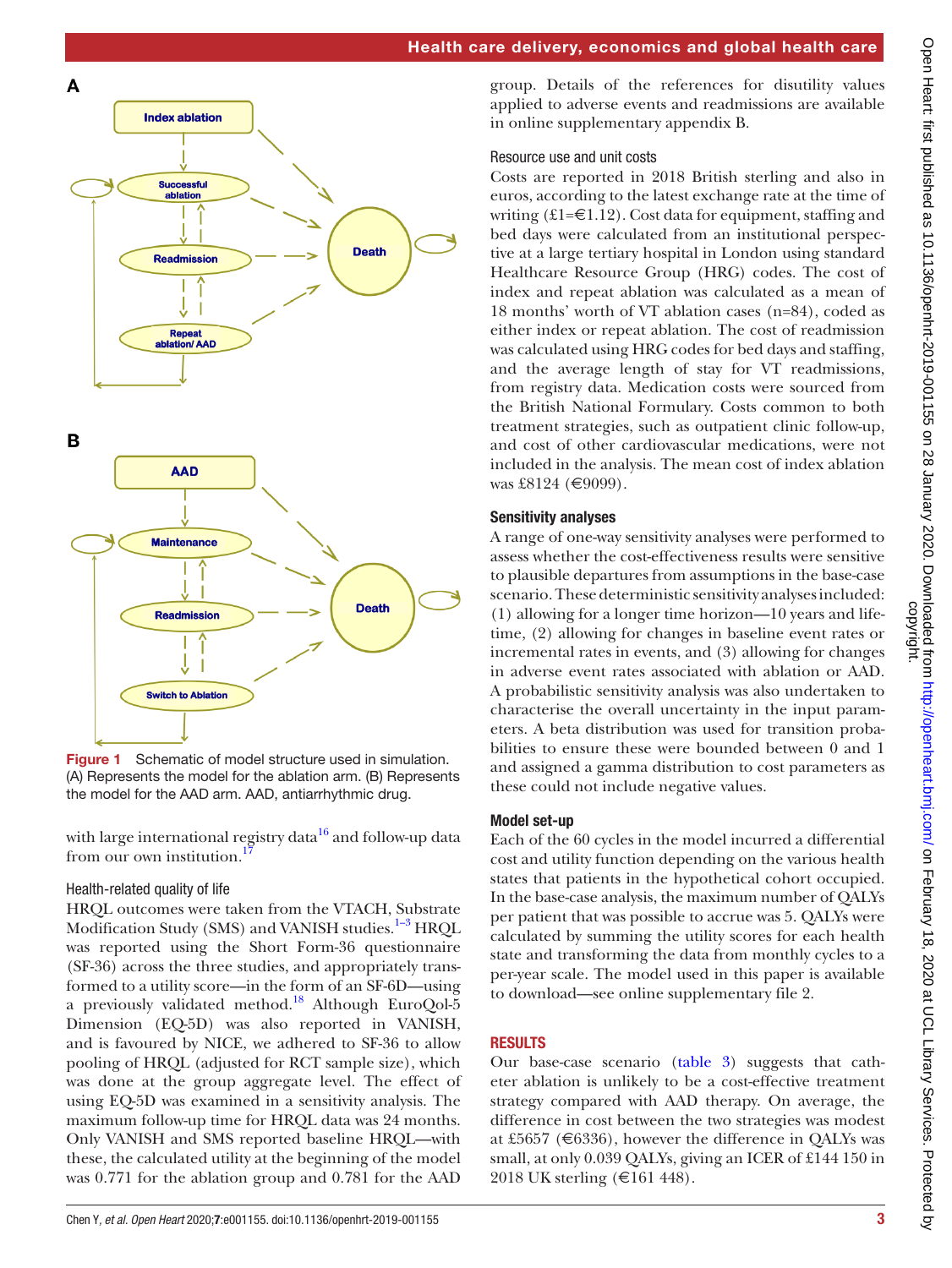Figure 1 Schematic of model structure used in simulation. (A) Represents the model for the ablation arm. (B) Represents the model for the AAD arm. AAD, antiarrhythmic drug.

with large international registry data[16] and follow-up data from our own institution.[17]

### Health-related quality of life

HRQL outcomes were taken from the VTACH, Substrate Modification Study (SMS) and VANISH studies.[1–3] HRQL was reported using the Short Form-36 questionnaire (SF-36) across the three studies, and appropriately transformed to a utility score—in the form of an SF-6D—using a previously validated method.[18] Although EuroQol-5 Dimension (EQ-5D) was also reported in VANISH, and is favoured by NICE, we adhered to SF-36 to allow pooling of HRQL (adjusted for RCT sample size), which was done at the group aggregate level. The effect of using EQ-5D was examined in a sensitivity analysis. The maximum follow-up time for HRQL data was 24 months. Only VANISH and SMS reported baseline HRQL—with these, the calculated utility at the beginning of the model was 0.771 for the ablation group and 0.781 for the AAD group. Details of the references for disutility values applied to adverse events and readmissions are available in online supplementary appendix B.

### Resource use and unit costs

Costs are reported in 2018 British sterling and also in euros, according to the latest exchange rate at the time of writing (£1=€1.12). Cost data for equipment, staffing and bed days were calculated from an institutional perspective at a large tertiary hospital in London using standard Healthcare Resource Group (HRG) codes. The cost of index and repeat ablation was calculated as a mean of 18 months' worth of VT ablation cases (n=84), coded as either index or repeat ablation. The cost of readmission was calculated using HRG codes for bed days and staffing, and the average length of stay for VT readmissions, from registry data. Medication costs were sourced from the British National Formulary. Costs common to both treatment strategies, such as outpatient clinic follow-up, and cost of other cardiovascular medications, were not included in the analysis. The mean cost of index ablation was £8124 (€9099).

### Sensitivity analyses

A range of one-way sensitivity analyses were performed to assess whether the cost-effectiveness results were sensitive to plausible departures from assumptions in the base-case scenario. These deterministic sensitivity analyses included: (1) allowing for a longer time horizon—10 years and lifetime, (2) allowing for changes in baseline event rates or incremental rates in events, and (3) allowing for changes in adverse event rates associated with ablation or AAD. A probabilistic sensitivity analysis was also undertaken to characterise the overall uncertainty in the input parameters. A beta distribution was used for transition probabilities to ensure these were bounded between 0 and 1 and assigned a gamma distribution to cost parameters as these could not include negative values.

### Model set-up

Each of the 60 cycles in the model incurred a differential cost and utility function depending on the various health states that patients in the hypothetical cohort occupied. In the base-case analysis, the maximum number of QALYs per patient that was possible to accrue was 5. QALYs were calculated by summing the utility scores for each health state and transforming the data from monthly cycles to a per-year scale. The model used in this paper is available to download—see online supplementary file 2.

## RESULTS

Our base-case scenario (table 3) suggests that catheter ablation is unlikely to be a cost-effective treatment strategy compared with AAD therapy. On average, the difference in cost between the two strategies was modest at £5657 (€6336), however the difference in QALYs was small, at only 0.039 QALYs, giving an ICER of £144 150 in 2018 UK sterling (€161 448).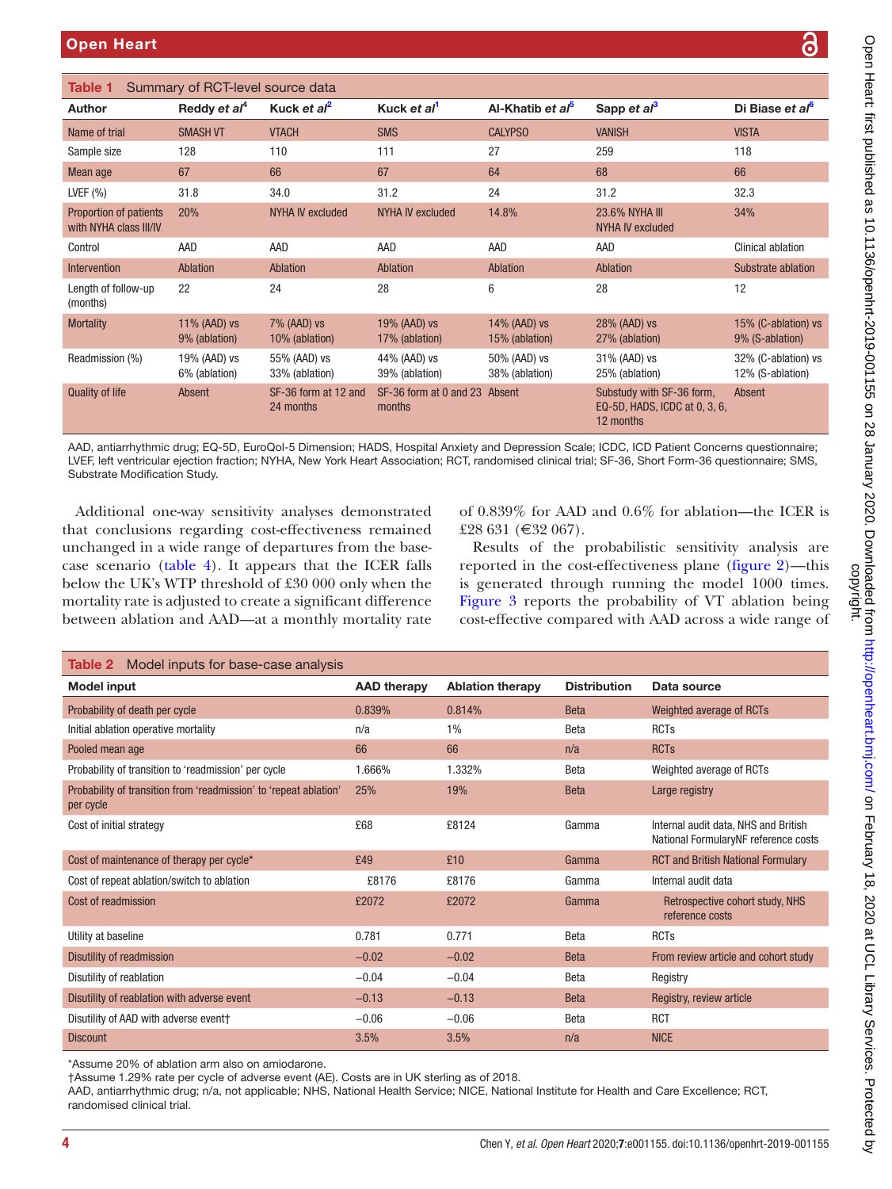**Table 1** Summary of RCT-level source data

| Author | Reddy *et al*[4] | Kuck *et al*[2] | Kuck *et al*[1] | Al-Khatib *et al*[5] | Sapp *et al*[3] | Di Biase *et al*[6] |
|---|---|---|---|---|---|---|
| Name of trial | SMASH VT | VTACH | SMS | CALYPSO | VANISH | VISTA |
| Sample size | 128 | 110 | 111 | 27 | 259 | 118 |
| Mean age | 67 | 66 | 67 | 64 | 68 | 66 |
| LVEF (%) | 31.8 | 34.0 | 31.2 | 24 | 31.2 | 32.3 |
| Proportion of patients with NYHA class III/IV | 20% | NYHA IV excluded | NYHA IV excluded | 14.8% | 23.6% NYHA III NYHA IV excluded | 34% |
| Control | AAD | AAD | AAD | AAD | AAD | Clinical ablation |
| Intervention | Ablation | Ablation | Ablation | Ablation | Ablation | Substrate ablation |
| Length of follow-up (months) | 22 | 24 | 28 | 6 | 28 | 12 |
| Mortality | 11% (AAD) vs 9% (ablation) | 7% (AAD) vs 10% (ablation) | 19% (AAD) vs 17% (ablation) | 14% (AAD) vs 15% (ablation) | 28% (AAD) vs 27% (ablation) | 15% (C-ablation) vs 9% (S-ablation) |
| Readmission (%) | 19% (AAD) vs 6% (ablation) | 55% (AAD) vs 33% (ablation) | 44% (AAD) vs 39% (ablation) | 50% (AAD) vs 38% (ablation) | 31% (AAD) vs 25% (ablation) | 32% (C-ablation) vs 12% (S-ablation) |
| Quality of life | Absent | SF-36 form at 12 and 24 months | SF-36 form at 0 and 23 months | Absent | Substudy with SF-36 form, EQ-5D, HADS, ICDC at 0, 3, 6, 12 months | Absent |

AAD, antiarrhythmic drug; EQ-5D, EuroQol-5 Dimension; HADS, Hospital Anxiety and Depression Scale; ICDC, ICD Patient Concerns questionnaire; LVEF, left ventricular ejection fraction; NYHA, New York Heart Association; RCT, randomised clinical trial; SF-36, Short Form-36 questionnaire; SMS, Substrate Modification Study.

Additional one-way sensitivity analyses demonstrated that conclusions regarding cost-effectiveness remained unchanged in a wide range of departures from the base-case scenario (table 4). It appears that the ICER falls below the UK's WTP threshold of £30 000 only when the mortality rate is adjusted to create a significant difference between ablation and AAD—at a monthly mortality rate of 0.839% for AAD and 0.6% for ablation—the ICER is £28 631 (€32 067).

Results of the probabilistic sensitivity analysis are reported in the cost-effectiveness plane (figure 2)—this is generated through running the model 1000 times. Figure 3 reports the probability of VT ablation being cost-effective compared with AAD across a wide range of

**Table 2** Model inputs for base-case analysis

| Model input | AAD therapy | Ablation therapy | Distribution | Data source |
|---|---|---|---|---|
| Probability of death per cycle | 0.839% | 0.814% | Beta | Weighted average of RCTs |
| Initial ablation operative mortality | n/a | 1% | Beta | RCTs |
| Pooled mean age | 66 | 66 | n/a | RCTs |
| Probability of transition to 'readmission' per cycle | 1.666% | 1.332% | Beta | Weighted average of RCTs |
| Probability of transition from 'readmission' to 'repeat ablation' per cycle | 25% | 19% | Beta | Large registry |
| Cost of initial strategy | £68 | £8124 | Gamma | Internal audit data, NHS and British National FormularyNF reference costs |
| Cost of maintenance of therapy per cycle* | £49 | £10 | Gamma | RCT and British National Formulary |
| Cost of repeat ablation/switch to ablation | £8176 | £8176 | Gamma | Internal audit data |
| Cost of readmission | £2072 | £2072 | Gamma | Retrospective cohort study, NHS reference costs |
| Utility at baseline | 0.781 | 0.771 | Beta | RCTs |
| Disutility of readmission | −0.02 | −0.02 | Beta | From review article and cohort study |
| Disutility of reablation | −0.04 | −0.04 | Beta | Registry |
| Disutility of reablation with adverse event | −0.13 | −0.13 | Beta | Registry, review article |
| Disutility of AAD with adverse event† | −0.06 | −0.06 | Beta | RCT |
| Discount | 3.5% | 3.5% | n/a | NICE |

*Assume 20% of ablation arm also on amiodarone.
†Assume 1.29% rate per cycle of adverse event (AE). Costs are in UK sterling as of 2018.
AAD, antiarrhythmic drug; n/a, not applicable; NHS, National Health Service; NICE, National Institute for Health and Care Excellence; RCT, randomised clinical trial.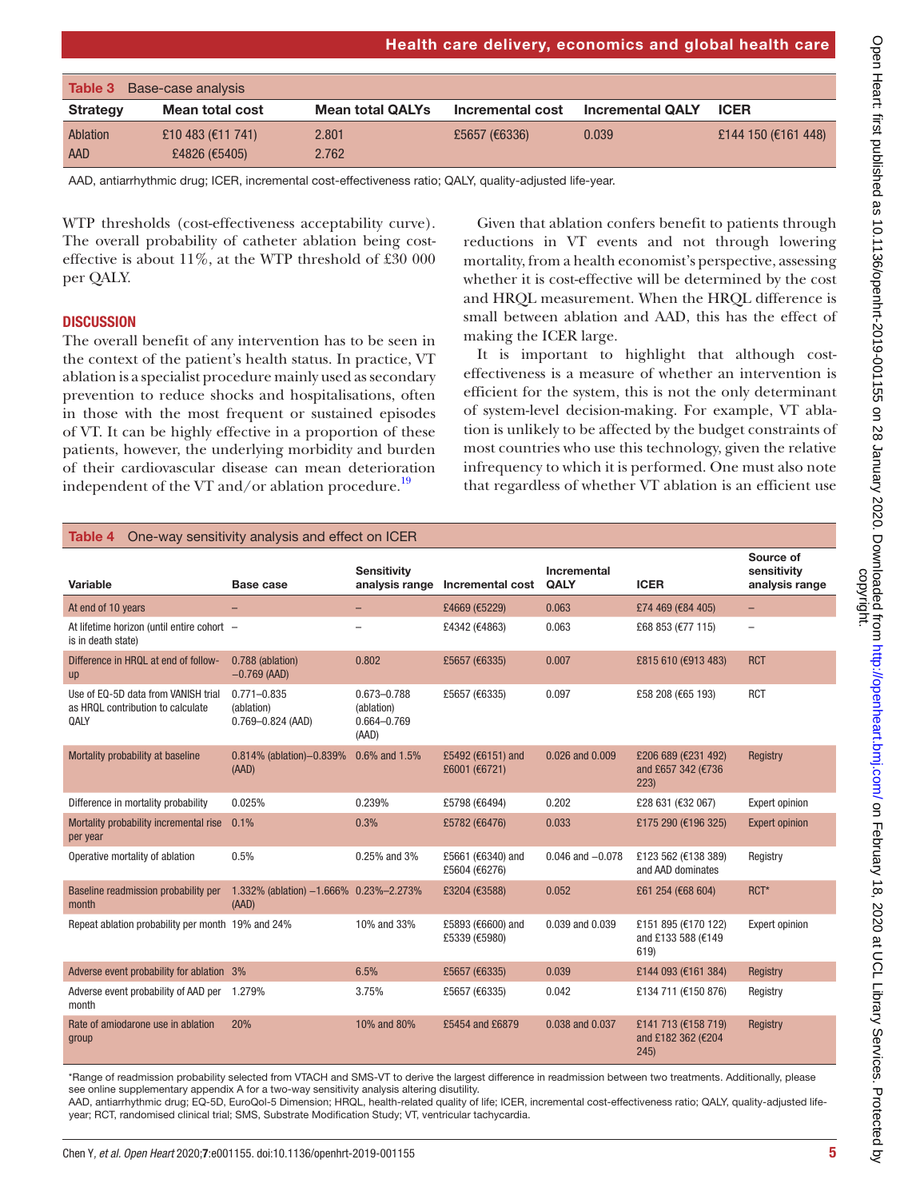**Table 3** Base-case analysis

| Strategy | Mean total cost | Mean total QALYs | Incremental cost | Incremental QALY | ICER |
|---|---|---|---|---|---|
| Ablation | £10 483 (€11 741) | 2.801 | £5657 (€6336) | 0.039 | £144 150 (€161 448) |
| AAD | £4826 (€5405) | 2.762 | | | |

AAD, antiarrhythmic drug; ICER, incremental cost-effectiveness ratio; QALY, quality-adjusted life-year.

WTP thresholds (cost-effectiveness acceptability curve). The overall probability of catheter ablation being cost-effective is about 11%, at the WTP threshold of £30 000 per QALY.

## DISCUSSION

The overall benefit of any intervention has to be seen in the context of the patient's health status. In practice, VT ablation is a specialist procedure mainly used as secondary prevention to reduce shocks and hospitalisations, often in those with the most frequent or sustained episodes of VT. It can be highly effective in a proportion of these patients, however, the underlying morbidity and burden of their cardiovascular disease can mean deterioration independent of the VT and/or ablation procedure.[19]

Given that ablation confers benefit to patients through reductions in VT events and not through lowering mortality, from a health economist's perspective, assessing whether it is cost-effective will be determined by the cost and HRQL measurement. When the HRQL difference is small between ablation and AAD, this has the effect of making the ICER large.

It is important to highlight that although cost-effectiveness is a measure of whether an intervention is efficient for the system, this is not the only determinant of system-level decision-making. For example, VT ablation is unlikely to be affected by the budget constraints of most countries who use this technology, given the relative infrequency to which it is performed. One must also note that regardless of whether VT ablation is an efficient use

**Table 4** One-way sensitivity analysis and effect on ICER

| Variable | Base case | Sensitivity analysis range | Incremental cost | Incremental QALY | ICER | Source of sensitivity analysis range |
|---|---|---|---|---|---|---|
| At end of 10 years | – | – | £4669 (€5229) | 0.063 | £74 469 (€84 405) | – |
| At lifetime horizon (until entire cohort is in death state) | – | – | £4342 (€4863) | 0.063 | £68 853 (€77 115) | – |
| Difference in HRQL at end of follow-up | 0.788 (ablation) –0.769 (AAD) | 0.802 | £5657 (€6335) | 0.007 | £815 610 (€913 483) | RCT |
| Use of EQ-5D data from VANISH trial as HRQL contribution to calculate QALY | 0.771–0.835 (ablation) 0.769–0.824 (AAD) | 0.673–0.788 (ablation) 0.664–0.769 (AAD) | £5657 (€6335) | 0.097 | £58 208 (€65 193) | RCT |
| Mortality probability at baseline | 0.814% (ablation)–0.839% (AAD) | 0.6% and 1.5% | £5492 (€6151) and £6001 (€6721) | 0.026 and 0.009 | £206 689 (€231 492) and £657 342 (€736 223) | Registry |
| Difference in mortality probability | 0.025% | 0.239% | £5798 (€6494) | 0.202 | £28 631 (€32 067) | Expert opinion |
| Mortality probability incremental rise per year | 0.1% | 0.3% | £5782 (€6476) | 0.033 | £175 290 (€196 325) | Expert opinion |
| Operative mortality of ablation | 0.5% | 0.25% and 3% | £5661 (€6340) and £5604 (€6276) | 0.046 and –0.078 | £123 562 (€138 389) and AAD dominates | Registry |
| Baseline readmission probability per month | 1.332% (ablation) –1.666% (AAD) | 0.23%–2.273% | £3204 (€3588) | 0.052 | £61 254 (€68 604) | RCT* |
| Repeat ablation probability per month | 19% and 24% | 10% and 33% | £5893 (€6600) and £5339 (€5980) | 0.039 and 0.039 | £151 895 (€170 122) and £133 588 (€149 619) | Expert opinion |
| Adverse event probability for ablation | 3% | 6.5% | £5657 (€6335) | 0.039 | £144 093 (€161 384) | Registry |
| Adverse event probability of AAD per month | 1.279% | 3.75% | £5657 (€6335) | 0.042 | £134 711 (€150 876) | Registry |
| Rate of amiodarone use in ablation group | 20% | 10% and 80% | £5454 and £6879 | 0.038 and 0.037 | £141 713 (€158 719) and £182 362 (€204 245) | Registry |

*Range of readmission probability selected from VTACH and SMS-VT to derive the largest difference in readmission between two treatments. Additionally, please see online supplementary appendix A for a two-way sensitivity analysis altering disutility.
AAD, antiarrhythmic drug; EQ-5D, EuroQol-5 Dimension; HRQL, health-related quality of life; ICER, incremental cost-effectiveness ratio; QALY, quality-adjusted life-year; RCT, randomised clinical trial; SMS, Substrate Modification Study; VT, ventricular tachycardia.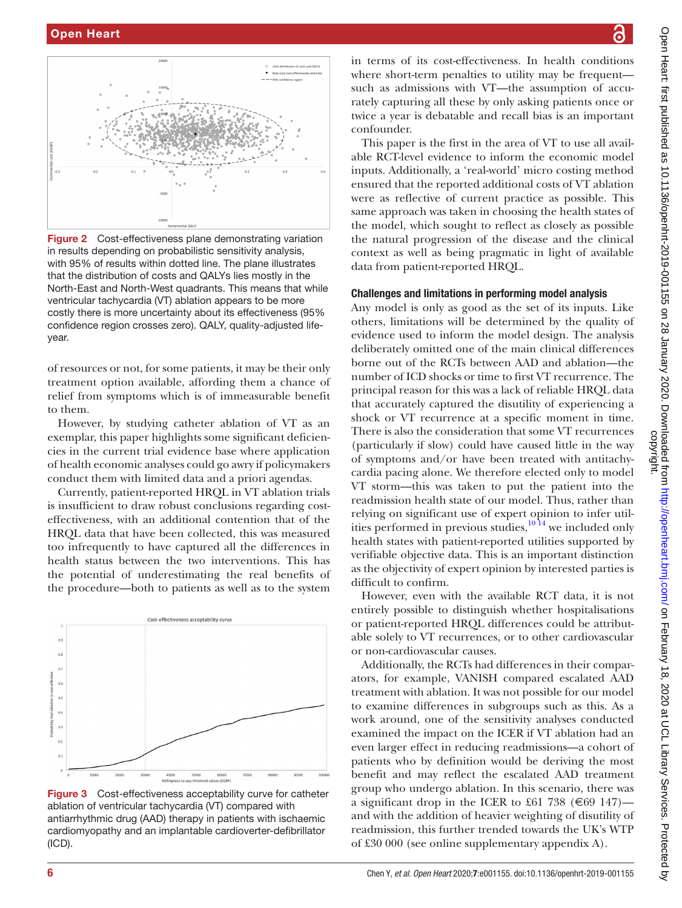Figure 2 Cost-effectiveness plane demonstrating variation in results depending on probabilistic sensitivity analysis, with 95% of results within dotted line. The plane illustrates that the distribution of costs and QALYs lies mostly in the North-East and North-West quadrants. This means that while ventricular tachycardia (VT) ablation appears to be more costly there is more uncertainty about its effectiveness (95% confidence region crosses zero). QALY, quality-adjusted life-year.

of resources or not, for some patients, it may be their only treatment option available, affording them a chance of relief from symptoms which is of immeasurable benefit to them.

However, by studying catheter ablation of VT as an exemplar, this paper highlights some significant deficiencies in the current trial evidence base where application of health economic analyses could go awry if policymakers conduct them with limited data and a priori agendas.

Currently, patient-reported HRQL in VT ablation trials is insufficient to draw robust conclusions regarding cost-effectiveness, with an additional contention that of the HRQL data that have been collected, this was measured too infrequently to have captured all the differences in health status between the two interventions. This has the potential of underestimating the real benefits of the procedure—both to patients as well as to the system in terms of its cost-effectiveness. In health conditions where short-term penalties to utility may be frequent—such as admissions with VT—the assumption of accurately capturing all these by only asking patients once or twice a year is debatable and recall bias is an important confounder.

This paper is the first in the area of VT to use all available RCT-level evidence to inform the economic model inputs. Additionally, a 'real-world' micro costing method ensured that the reported additional costs of VT ablation were as reflective of current practice as possible. This same approach was taken in choosing the health states of the model, which sought to reflect as closely as possible the natural progression of the disease and the clinical context as well as being pragmatic in light of available data from patient-reported HRQL.

Figure 3 Cost-effectiveness acceptability curve for catheter ablation of ventricular tachycardia (VT) compared with antiarrhythmic drug (AAD) therapy in patients with ischaemic cardiomyopathy and an implantable cardioverter-defibrillator (ICD).

## Challenges and limitations in performing model analysis

Any model is only as good as the set of its inputs. Like others, limitations will be determined by the quality of evidence used to inform the model design. The analysis deliberately omitted one of the main clinical differences borne out of the RCTs between AAD and ablation—the number of ICD shocks or time to first VT recurrence. The principal reason for this was a lack of reliable HRQL data that accurately captured the disutility of experiencing a shock or VT recurrence at a specific moment in time. There is also the consideration that some VT recurrences (particularly if slow) could have caused little in the way of symptoms and/or have been treated with antitachycardia pacing alone. We therefore elected only to model VT storm—this was taken to put the patient into the readmission health state of our model. Thus, rather than relying on significant use of expert opinion to infer utilities performed in previous studies,[10 14] we included only health states with patient-reported utilities supported by verifiable objective data. This is an important distinction as the objectivity of expert opinion by interested parties is difficult to confirm.

However, even with the available RCT data, it is not entirely possible to distinguish whether hospitalisations or patient-reported HRQL differences could be attributable solely to VT recurrences, or to other cardiovascular or non-cardiovascular causes.

Additionally, the RCTs had differences in their comparators, for example, VANISH compared escalated AAD treatment with ablation. It was not possible for our model to examine differences in subgroups such as this. As a work around, one of the sensitivity analyses conducted examined the impact on the ICER if VT ablation had an even larger effect in reducing readmissions—a cohort of patients who by definition would be deriving the most benefit and may reflect the escalated AAD treatment group who undergo ablation. In this scenario, there was a significant drop in the ICER to £61 738 (€69 147)—and with the addition of heavier weighting of disutility of readmission, this further trended towards the UK's WTP of £30 000 (see online supplementary appendix A).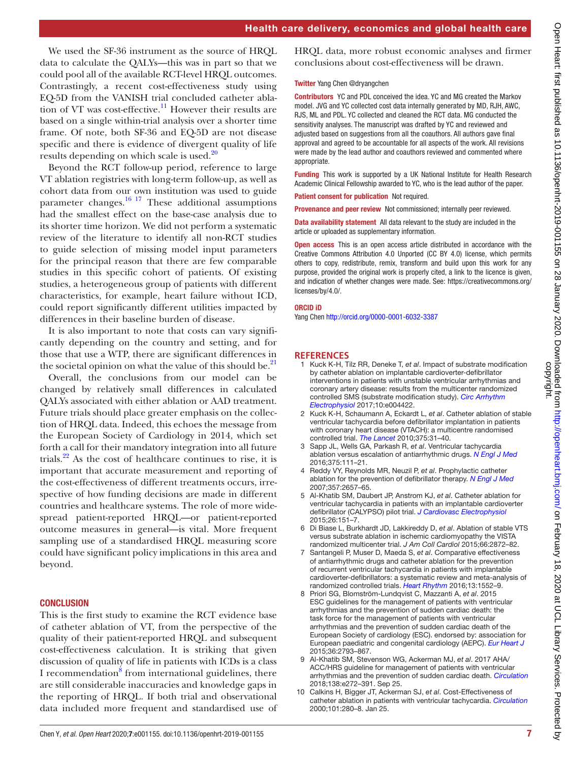We used the SF-36 instrument as the source of HRQL data to calculate the QALYs—this was in part so that we could pool all of the available RCT-level HRQL outcomes. Contrastingly, a recent cost-effectiveness study using EQ-5D from the VANISH trial concluded catheter ablation of VT was cost-effective.[11] However their results are based on a single within-trial analysis over a shorter time frame. Of note, both SF-36 and EQ-5D are not disease specific and there is evidence of divergent quality of life results depending on which scale is used.[20]

Beyond the RCT follow-up period, reference to large VT ablation registries with long-term follow-up, as well as cohort data from our own institution was used to guide parameter changes.[16 17] These additional assumptions had the smallest effect on the base-case analysis due to its shorter time horizon. We did not perform a systematic review of the literature to identify all non-RCT studies to guide selection of missing model input parameters for the principal reason that there are few comparable studies in this specific cohort of patients. Of existing studies, a heterogeneous group of patients with different characteristics, for example, heart failure without ICD, could report significantly different utilities impacted by differences in their baseline burden of disease.

It is also important to note that costs can vary significantly depending on the country and setting, and for those that use a WTP, there are significant differences in the societal opinion on what the value of this should be.[21]

Overall, the conclusions from our model can be changed by relatively small differences in calculated QALYs associated with either ablation or AAD treatment. Future trials should place greater emphasis on the collection of HRQL data. Indeed, this echoes the message from the European Society of Cardiology in 2014, which set forth a call for their mandatory integration into all future trials.[22] As the cost of healthcare continues to rise, it is important that accurate measurement and reporting of the cost-effectiveness of different treatments occurs, irrespective of how funding decisions are made in different countries and healthcare systems. The role of more widespread patient-reported HRQL—or patient-reported outcome measures in general—is vital. More frequent sampling use of a standardised HRQL measuring score could have significant policy implications in this area and beyond.

## CONCLUSION

This is the first study to examine the RCT evidence base of catheter ablation of VT, from the perspective of the quality of their patient-reported HRQL and subsequent cost-effectiveness calculation. It is striking that given discussion of quality of life in patients with ICDs is a class I recommendation[8] from international guidelines, there are still considerable inaccuracies and knowledge gaps in the reporting of HRQL. If both trial and observational data included more frequent and standardised use of HRQL data, more robust economic analyses and firmer conclusions about cost-effectiveness will be drawn.

**Twitter** Yang Chen @dryangchen

**Contributors** YC and PDL conceived the idea. YC and MG created the Markov model. JVG and YC collected cost data internally generated by MD, RJH, AWC, RJS, ML and PDL. YC collected and cleaned the RCT data. MG conducted the sensitivity analyses. The manuscript was drafted by YC and reviewed and adjusted based on suggestions from all the coauthors. All authors gave final approval and agreed to be accountable for all aspects of the work. All revisions were made by the lead author and coauthors reviewed and commented where appropriate.

**Funding** This work is supported by a UK National Institute for Health Research Academic Clinical Fellowship awarded to YC, who is the lead author of the paper.

**Patient consent for publication** Not required.

**Provenance and peer review** Not commissioned; internally peer reviewed.

**Data availability statement** All data relevant to the study are included in the article or uploaded as supplementary information.

**Open access** This is an open access article distributed in accordance with the Creative Commons Attribution 4.0 Unported (CC BY 4.0) license, which permits others to copy, redistribute, remix, transform and build upon this work for any purpose, provided the original work is properly cited, a link to the licence is given, and indication of whether changes were made. See: https://creativecommons.org/licenses/by/4.0/.

**ORCID iD**

Yang Chen http://orcid.org/0000-0001-6032-3387

## REFERENCES

1. Kuck K-H, Tilz RR, Deneke T, *et al*. Impact of substrate modification by catheter ablation on implantable cardioverter-defibrillator interventions in patients with unstable ventricular arrhythmias and coronary artery disease: results from the multicenter randomized controlled SMS (substrate modification study). *Circ Arrhythm Electrophysiol* 2017;10:e004422.
2. Kuck K-H, Schaumann A, Eckardt L, *et al*. Catheter ablation of stable ventricular tachycardia before defibrillator implantation in patients with coronary heart disease (VTACH): a multicentre randomised controlled trial. *The Lancet* 2010;375:31–40.
3. Sapp JL, Wells GA, Parkash R, *et al*. Ventricular tachycardia ablation versus escalation of antiarrhythmic drugs. *N Engl J Med* 2016;375:111–21.
4. Reddy VY, Reynolds MR, Neuzil P, *et al*. Prophylactic catheter ablation for the prevention of defibrillator therapy. *N Engl J Med* 2007;357:2657–65.
5. Al-Khatib SM, Daubert JP, Anstrom KJ, *et al*. Catheter ablation for ventricular tachycardia in patients with an implantable cardioverter defibrillator (CALYPSO) pilot trial. *J Cardiovasc Electrophysiol* 2015;26:151–7.
6. Di Biase L, Burkhardt JD, Lakkireddy D, *et al*. Ablation of stable VTS versus substrate ablation in ischemic cardiomyopathy the VISTA randomized multicenter trial. *J Am Coll Cardiol* 2015;66:2872–82.
7. Santangeli P, Muser D, Maeda S, *et al*. Comparative effectiveness of antiarrhythmic drugs and catheter ablation for the prevention of recurrent ventricular tachycardia in patients with implantable cardioverter-defibrillators: a systematic review and meta-analysis of randomized controlled trials. *Heart Rhythm* 2016;13:1552–9.
8. Priori SG, Blomström-Lundqvist C, Mazzanti A, *et al*. 2015 ESC guidelines for the management of patients with ventricular arrhythmias and the prevention of sudden cardiac death: the task force for the management of patients with ventricular arrhythmias and the prevention of sudden cardiac death of the European Society of cardiology (ESC). endorsed by: association for European paediatric and congenital cardiology (AEPC). *Eur Heart J* 2015;36:2793–867.
9. Al-Khatib SM, Stevenson WG, Ackerman MJ, *et al*. 2017 AHA/ACC/HRS guideline for management of patients with ventricular arrhythmias and the prevention of sudden cardiac death. *Circulation* 2018;138:e272–391. Sep 25.
10. Calkins H, Bigger JT, Ackerman SJ, *et al*. Cost-Effectiveness of catheter ablation in patients with ventricular tachycardia. *Circulation* 2000;101:280–8. Jan 25.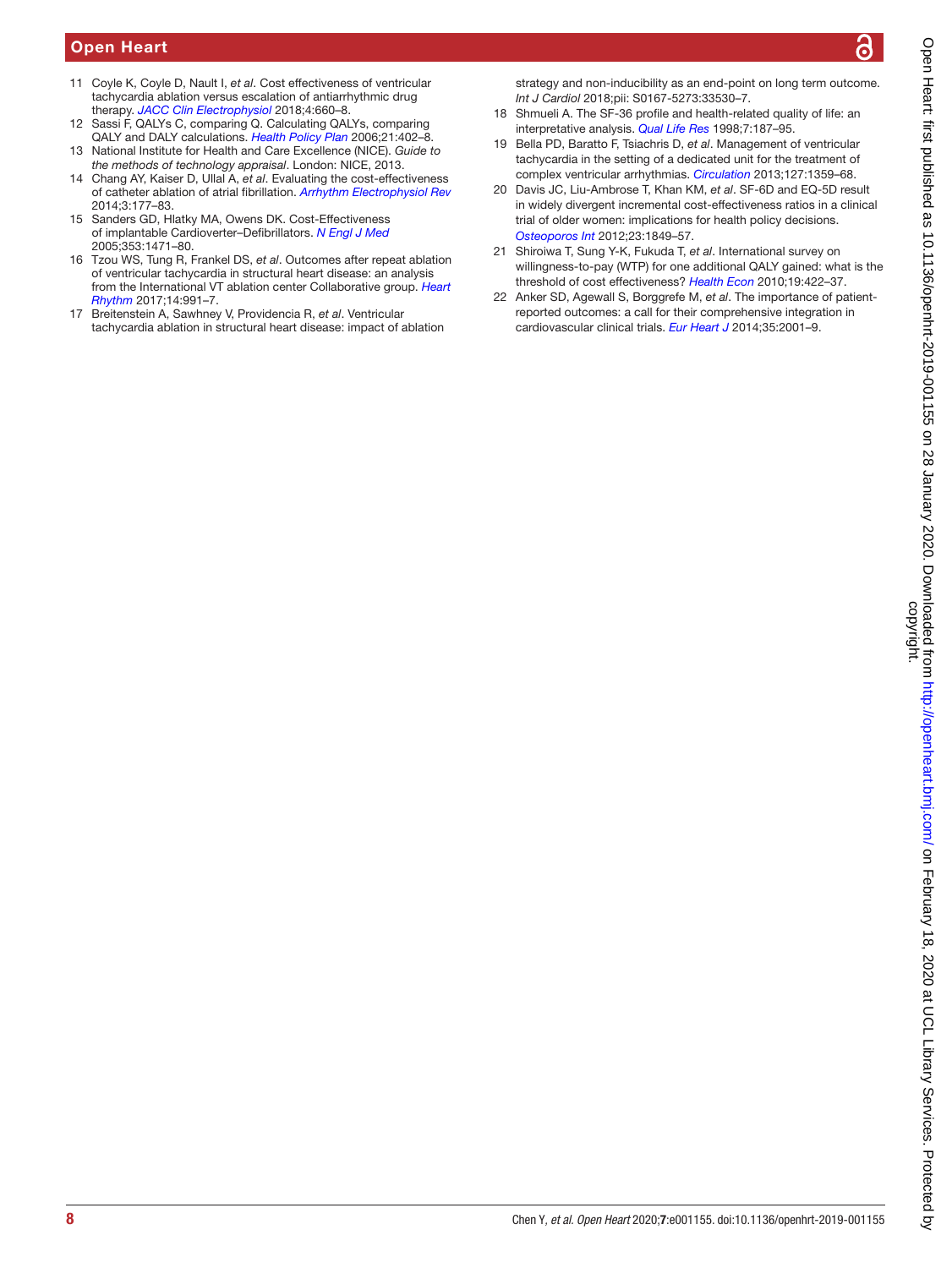11 Coyle K, Coyle D, Nault I, *et al*. Cost effectiveness of ventricular tachycardia ablation versus escalation of antiarrhythmic drug therapy. *JACC Clin Electrophysiol* 2018;4:660–8.
12 Sassi F, QALYs C, comparing Q. Calculating QALYs, comparing QALY and DALY calculations. *Health Policy Plan* 2006;21:402–8.
13 National Institute for Health and Care Excellence (NICE). *Guide to the methods of technology appraisal*. London: NICE, 2013.
14 Chang AY, Kaiser D, Ullal A, *et al*. Evaluating the cost-effectiveness of catheter ablation of atrial fibrillation. *Arrhythm Electrophysiol Rev* 2014;3:177–83.
15 Sanders GD, Hlatky MA, Owens DK. Cost-Effectiveness of implantable Cardioverter–Defibrillators. *N Engl J Med* 2005;353:1471–80.
16 Tzou WS, Tung R, Frankel DS, *et al*. Outcomes after repeat ablation of ventricular tachycardia in structural heart disease: an analysis from the International VT ablation center Collaborative group. *Heart Rhythm* 2017;14:991–7.
17 Breitenstein A, Sawhney V, Providencia R, *et al*. Ventricular tachycardia ablation in structural heart disease: impact of ablation strategy and non-inducibility as an end-point on long term outcome. *Int J Cardiol* 2018;pii: S0167-5273:33530–7.
18 Shmueli A. The SF-36 profile and health-related quality of life: an interpretative analysis. *Qual Life Res* 1998;7:187–95.
19 Bella PD, Baratto F, Tsiachris D, *et al*. Management of ventricular tachycardia in the setting of a dedicated unit for the treatment of complex ventricular arrhythmias. *Circulation* 2013;127:1359–68.
20 Davis JC, Liu-Ambrose T, Khan KM, *et al*. SF-6D and EQ-5D result in widely divergent incremental cost-effectiveness ratios in a clinical trial of older women: implications for health policy decisions. *Osteoporos Int* 2012;23:1849–57.
21 Shiroiwa T, Sung Y-K, Fukuda T, *et al*. International survey on willingness-to-pay (WTP) for one additional QALY gained: what is the threshold of cost effectiveness? *Health Econ* 2010;19:422–37.
22 Anker SD, Agewall S, Borggrefe M, *et al*. The importance of patient-reported outcomes: a call for their comprehensive integration in cardiovascular clinical trials. *Eur Heart J* 2014;35:2001–9.